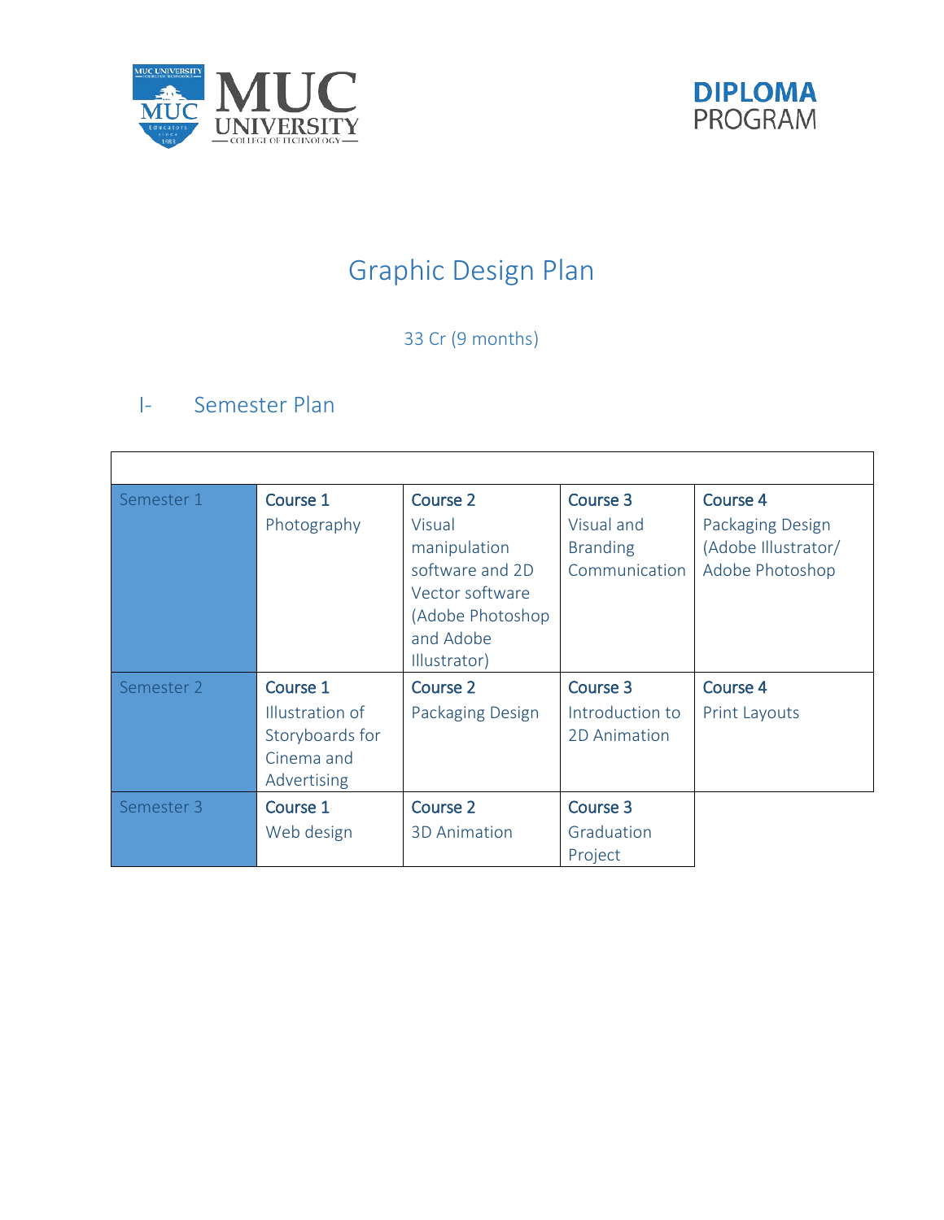DIPLOMA PROGRAM

# Graphic Design Plan

33 Cr (9 months)

## I- Semester Plan

| | | | | |
|---|---|---|---|---|
| Semester 1 | **Course 1** Photography | **Course 2** Visual manipulation software and 2D Vector software (Adobe Photoshop and Adobe Illustrator) | **Course 3** Visual and Branding Communication | **Course 4** Packaging Design (Adobe Illustrator/ Adobe Photoshop |
| Semester 2 | **Course 1** Illustration of Storyboards for Cinema and Advertising | **Course 2** Packaging Design | **Course 3** Introduction to 2D Animation | **Course 4** Print Layouts |
| Semester 3 | **Course 1** Web design | **Course 2** 3D Animation | **Course 3** Graduation Project | |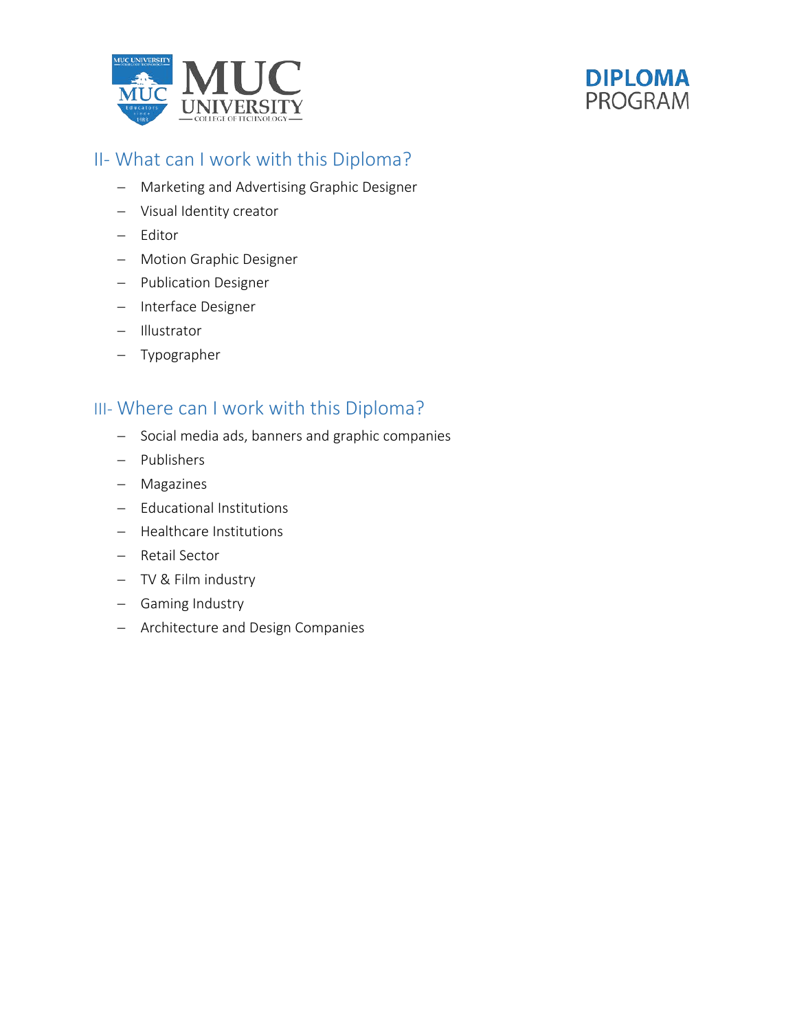## II- What can I work with this Diploma?

- Marketing and Advertising Graphic Designer
- Visual Identity creator
- Editor
- Motion Graphic Designer
- Publication Designer
- Interface Designer
- Illustrator
- Typographer

## III- Where can I work with this Diploma?

- Social media ads, banners and graphic companies
- Publishers
- Magazines
- Educational Institutions
- Healthcare Institutions
- Retail Sector
- TV & Film industry
- Gaming Industry
- Architecture and Design Companies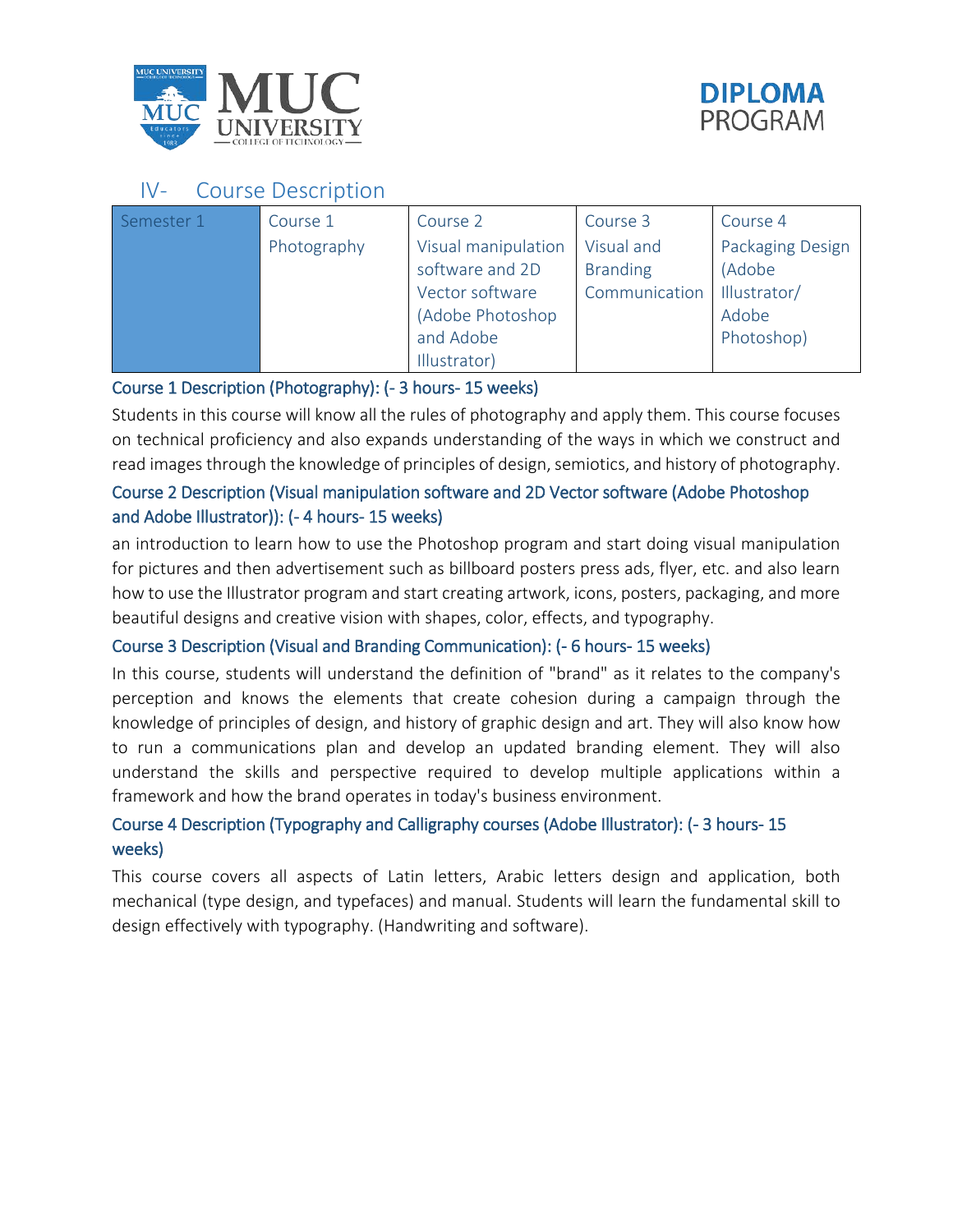## IV- Course Description

| Semester 1 | Course 1 Photography | Course 2 Visual manipulation software and 2D Vector software (Adobe Photoshop and Adobe Illustrator) | Course 3 Visual and Branding Communication | Course 4 Packaging Design (Adobe Illustrator/ Adobe Photoshop) |
|---|---|---|---|---|

### Course 1 Description (Photography): (- 3 hours- 15 weeks)

Students in this course will know all the rules of photography and apply them. This course focuses on technical proficiency and also expands understanding of the ways in which we construct and read images through the knowledge of principles of design, semiotics, and history of photography.

### Course 2 Description (Visual manipulation software and 2D Vector software (Adobe Photoshop and Adobe Illustrator)): (- 4 hours- 15 weeks)

an introduction to learn how to use the Photoshop program and start doing visual manipulation for pictures and then advertisement such as billboard posters press ads, flyer, etc. and also learn how to use the Illustrator program and start creating artwork, icons, posters, packaging, and more beautiful designs and creative vision with shapes, color, effects, and typography.

### Course 3 Description (Visual and Branding Communication): (- 6 hours- 15 weeks)

In this course, students will understand the definition of "brand" as it relates to the company's perception and knows the elements that create cohesion during a campaign through the knowledge of principles of design, and history of graphic design and art. They will also know how to run a communications plan and develop an updated branding element. They will also understand the skills and perspective required to develop multiple applications within a framework and how the brand operates in today's business environment.

### Course 4 Description (Typography and Calligraphy courses (Adobe Illustrator): (- 3 hours- 15 weeks)

This course covers all aspects of Latin letters, Arabic letters design and application, both mechanical (type design, and typefaces) and manual. Students will learn the fundamental skill to design effectively with typography. (Handwriting and software).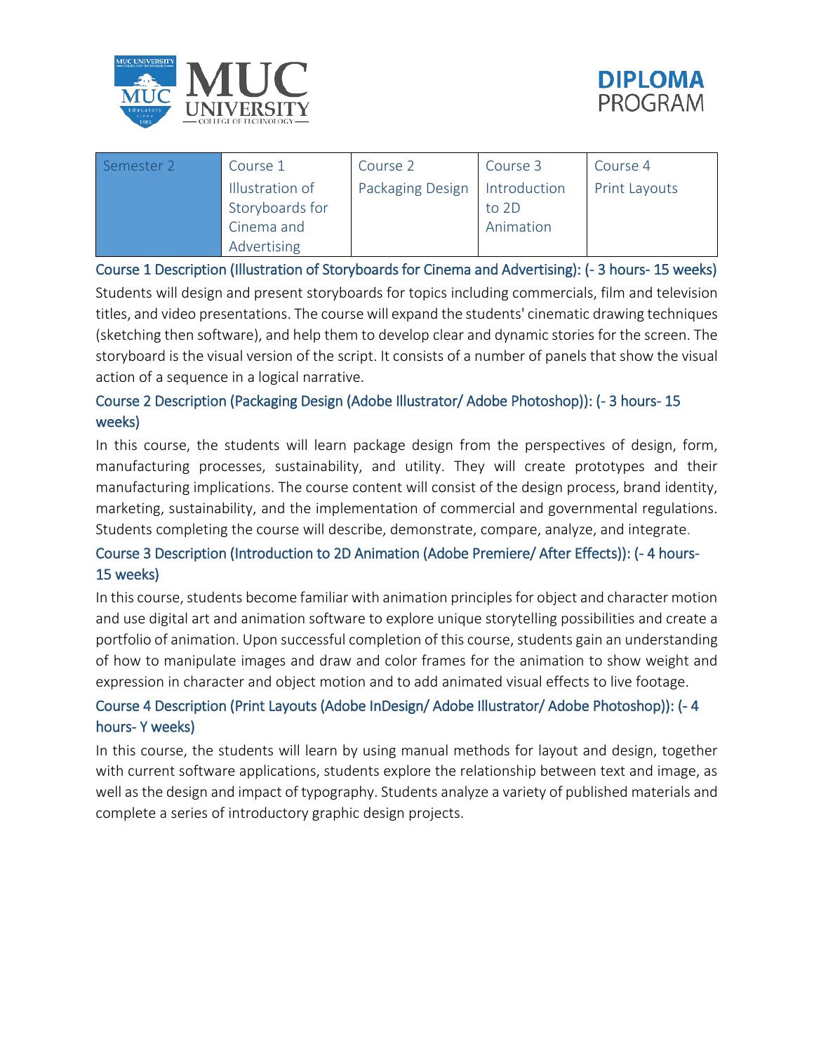| Semester 2 | Course 1 Illustration of Storyboards for Cinema and Advertising | Course 2 Packaging Design | Course 3 Introduction to 2D Animation | Course 4 Print Layouts |
|---|---|---|---|---|

### Course 1 Description (Illustration of Storyboards for Cinema and Advertising): (- 3 hours- 15 weeks)

Students will design and present storyboards for topics including commercials, film and television titles, and video presentations. The course will expand the students' cinematic drawing techniques (sketching then software), and help them to develop clear and dynamic stories for the screen. The storyboard is the visual version of the script. It consists of a number of panels that show the visual action of a sequence in a logical narrative.

### Course 2 Description (Packaging Design (Adobe Illustrator/ Adobe Photoshop)): (- 3 hours- 15 weeks)

In this course, the students will learn package design from the perspectives of design, form, manufacturing processes, sustainability, and utility. They will create prototypes and their manufacturing implications. The course content will consist of the design process, brand identity, marketing, sustainability, and the implementation of commercial and governmental regulations. Students completing the course will describe, demonstrate, compare, analyze, and integrate.

### Course 3 Description (Introduction to 2D Animation (Adobe Premiere/ After Effects)): (- 4 hours- 15 weeks)

In this course, students become familiar with animation principles for object and character motion and use digital art and animation software to explore unique storytelling possibilities and create a portfolio of animation. Upon successful completion of this course, students gain an understanding of how to manipulate images and draw and color frames for the animation to show weight and expression in character and object motion and to add animated visual effects to live footage.

### Course 4 Description (Print Layouts (Adobe InDesign/ Adobe Illustrator/ Adobe Photoshop)): (- 4 hours- Y weeks)

In this course, the students will learn by using manual methods for layout and design, together with current software applications, students explore the relationship between text and image, as well as the design and impact of typography. Students analyze a variety of published materials and complete a series of introductory graphic design projects.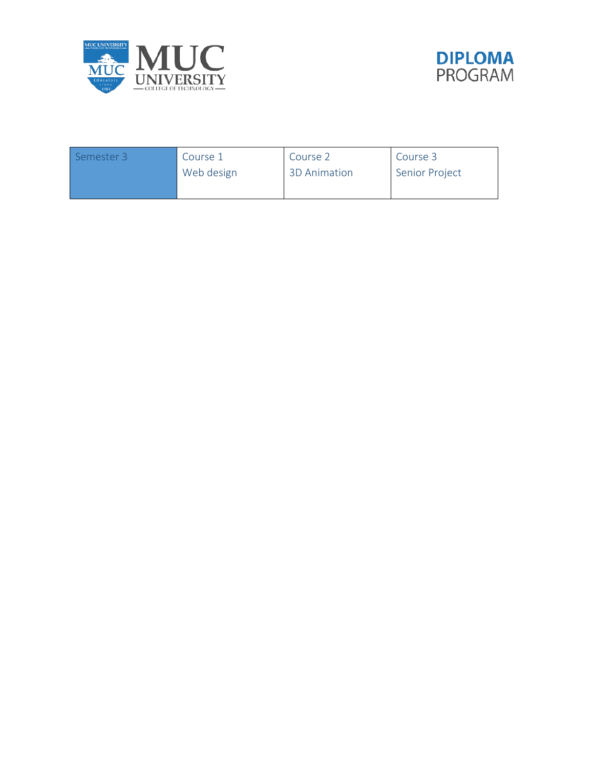| Semester 3 | Course 1<br>Web design | Course 2<br>3D Animation | Course 3<br>Senior Project |
|---|---|---|---|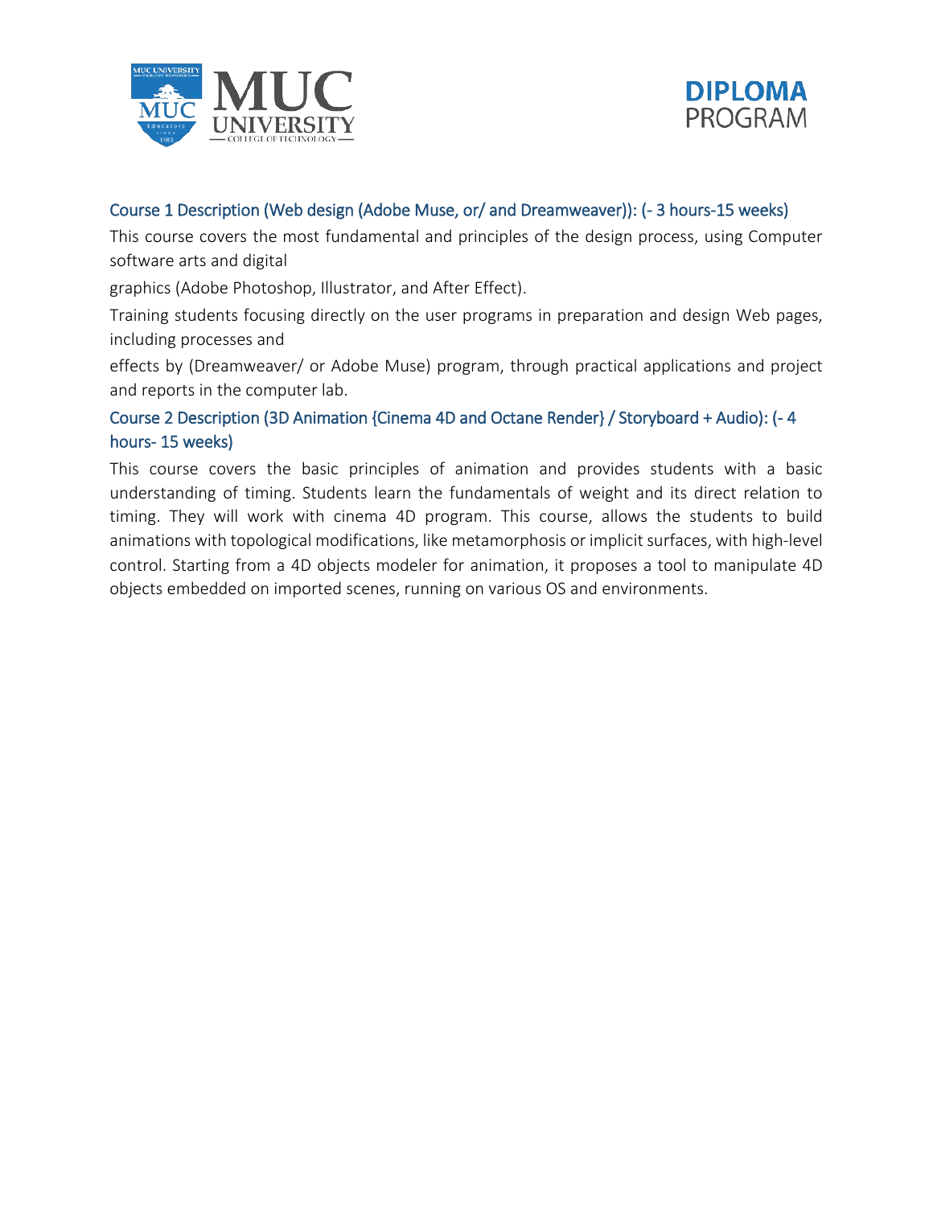### Course 1 Description (Web design (Adobe Muse, or/ and Dreamweaver)): (- 3 hours-15 weeks)

This course covers the most fundamental and principles of the design process, using Computer software arts and digital

graphics (Adobe Photoshop, Illustrator, and After Effect).

Training students focusing directly on the user programs in preparation and design Web pages, including processes and

effects by (Dreamweaver/ or Adobe Muse) program, through practical applications and project and reports in the computer lab.

### Course 2 Description (3D Animation {Cinema 4D and Octane Render} / Storyboard + Audio): (- 4 hours- 15 weeks)

This course covers the basic principles of animation and provides students with a basic understanding of timing. Students learn the fundamentals of weight and its direct relation to timing. They will work with cinema 4D program. This course, allows the students to build animations with topological modifications, like metamorphosis or implicit surfaces, with high-level control. Starting from a 4D objects modeler for animation, it proposes a tool to manipulate 4D objects embedded on imported scenes, running on various OS and environments.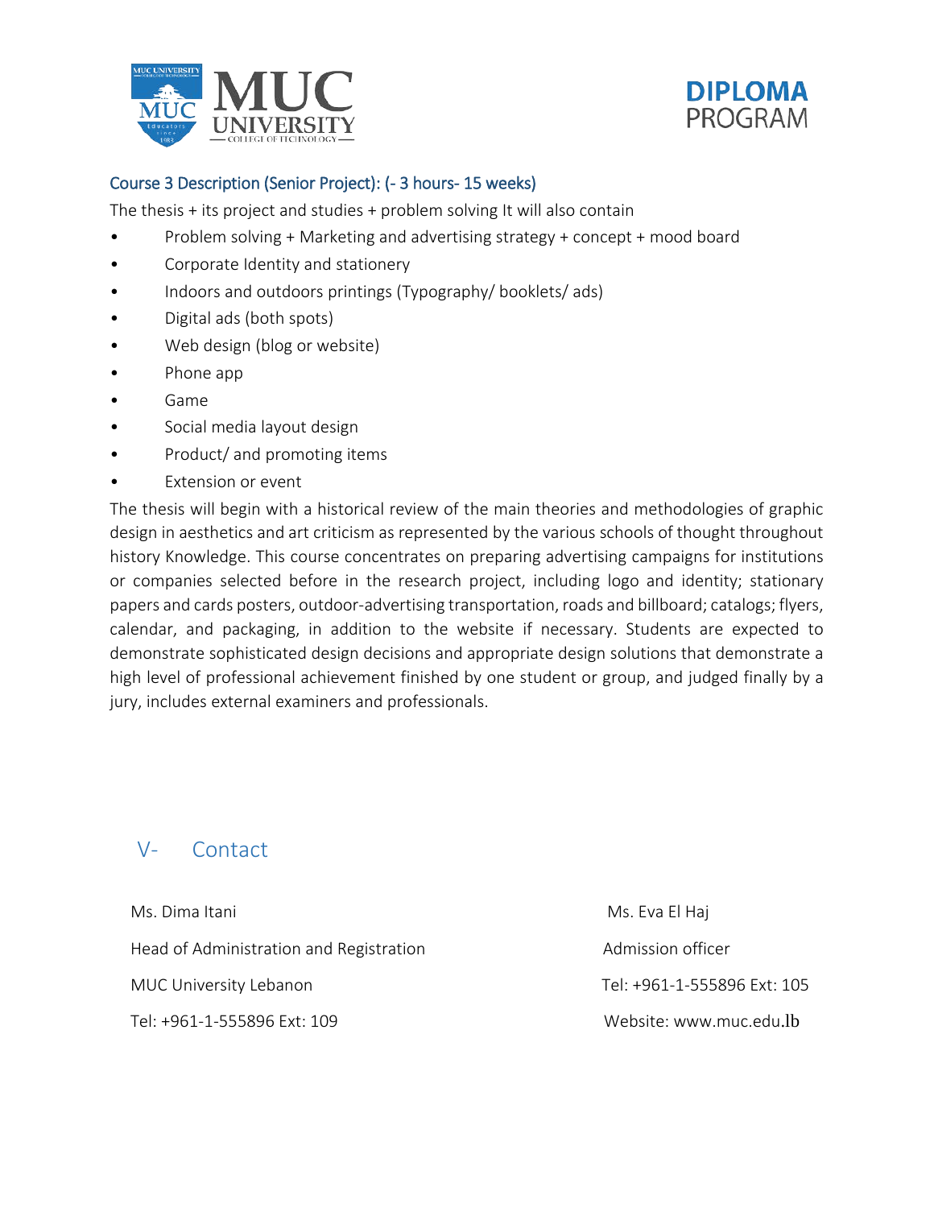### Course 3 Description (Senior Project): (- 3 hours- 15 weeks)

The thesis + its project and studies + problem solving It will also contain

- Problem solving + Marketing and advertising strategy + concept + mood board
- Corporate Identity and stationery
- Indoors and outdoors printings (Typography/ booklets/ ads)
- Digital ads (both spots)
- Web design (blog or website)
- Phone app
- Game
- Social media layout design
- Product/ and promoting items
- Extension or event

The thesis will begin with a historical review of the main theories and methodologies of graphic design in aesthetics and art criticism as represented by the various schools of thought throughout history Knowledge. This course concentrates on preparing advertising campaigns for institutions or companies selected before in the research project, including logo and identity; stationary papers and cards posters, outdoor-advertising transportation, roads and billboard; catalogs; flyers, calendar, and packaging, in addition to the website if necessary. Students are expected to demonstrate sophisticated design decisions and appropriate design solutions that demonstrate a high level of professional achievement finished by one student or group, and judged finally by a jury, includes external examiners and professionals.

## V- Contact

Ms. Dima Itani

Head of Administration and Registration

MUC University Lebanon

Tel: +961-1-555896 Ext: 109

Ms. Eva El Haj

Admission officer

Tel: +961-1-555896 Ext: 105

Website: www.muc.edu.lb